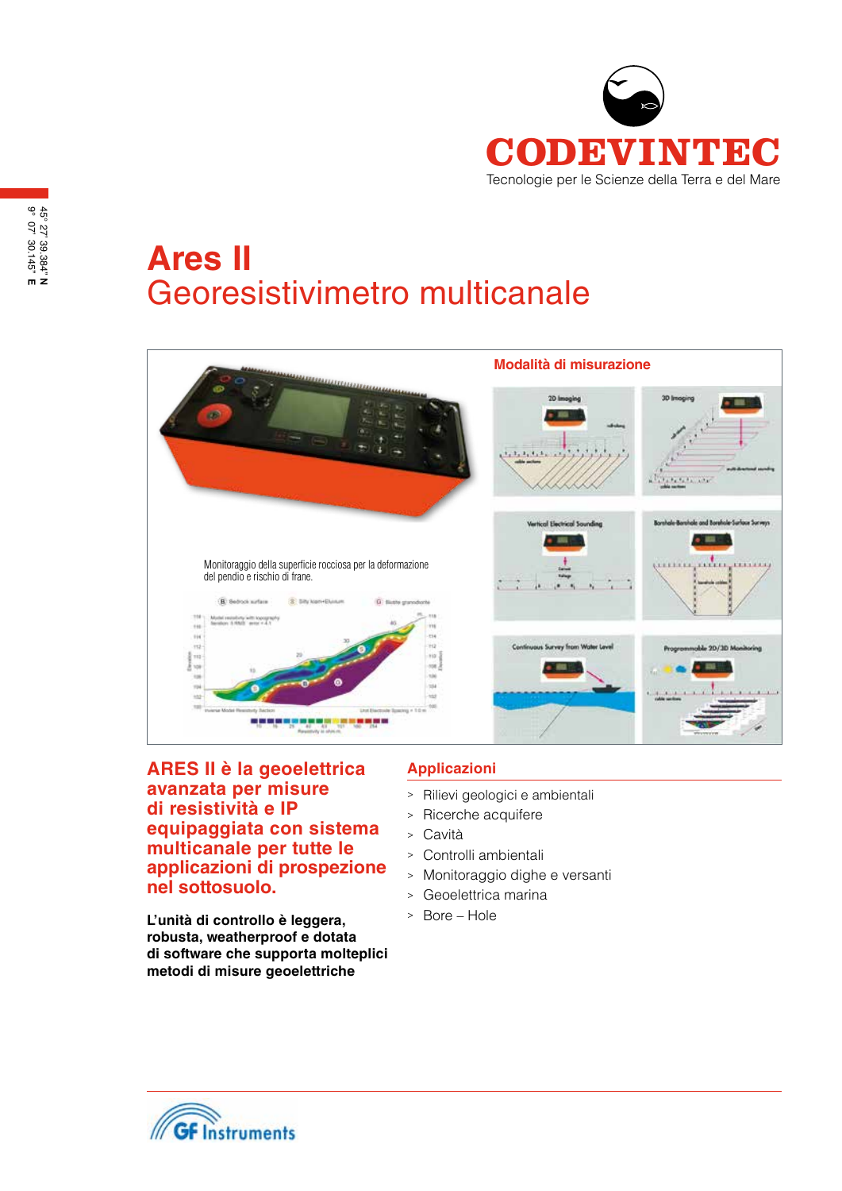CODEVINTEC

Tecnologie per le Scienze della Terra e del Mare

45° 27' 39.384" N
9° 07' 30.145" E

# Ares II
## Georesistivimetro multicanale

### Modalità di misurazione

Monitoraggio della superficie rocciosa per la deformazione del pendio e rischio di frane.

## ARES II è la geoelettrica avanzata per misure di resistività e IP equipaggiata con sistema multicanale per tutte le applicazioni di prospezione nel sottosuolo.

**L'unità di controllo è leggera, robusta, weatherproof e dotata di software che supporta molteplici metodi di misure geoelettriche**

### Applicazioni

- Rilievi geologici e ambientali
- Ricerche acquifere
- Cavità
- Controlli ambientali
- Monitoraggio dighe e versanti
- Geoelettrica marina
- Bore – Hole

GF Instruments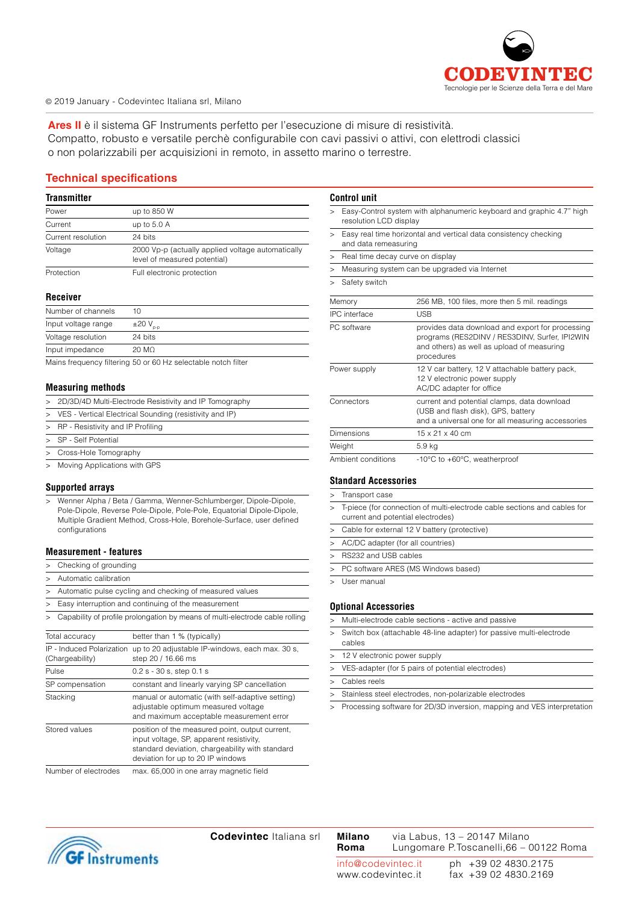CODEVINTEC

Tecnologie per le Scienze della Terra e del Mare

© 2019 January - Codevintec Italiana srl, Milano

**Ares II** è il sistema GF Instruments perfetto per l'esecuzione di misure di resistività.
Compatto, robusto e versatile perchè configurabile con cavi passivi o attivi, con elettrodi classici o non polarizzabili per acquisizioni in remoto, in assetto marino o terrestre.

## Technical specifications

### Transmitter

| | |
|---|---|
| Power | up to 850 W |
| Current | up to 5.0 A |
| Current resolution | 24 bits |
| Voltage | 2000 Vp-p (actually applied voltage automatically level of measured potential) |
| Protection | Full electronic protection |

### Receiver

| | |
|---|---|
| Number of channels | 10 |
| Input voltage range | ±20 $V_{p-p}$ |
| Voltage resolution | 24 bits |
| Input impedance | 20 MΩ |

Mains frequency filtering 50 or 60 Hz selectable notch filter

### Measuring methods

- 2D/3D/4D Multi-Electrode Resistivity and IP Tomography
- VES - Vertical Electrical Sounding (resistivity and IP)
- RP - Resistivity and IP Profiling
- SP - Self Potential
- Cross-Hole Tomography
- Moving Applications with GPS

### Supported arrays

- Wenner Alpha / Beta / Gamma, Wenner-Schlumberger, Dipole-Dipole, Pole-Dipole, Reverse Pole-Dipole, Pole-Pole, Equatorial Dipole-Dipole, Multiple Gradient Method, Cross-Hole, Borehole-Surface, user defined configurations

### Measurement - features

- Checking of grounding
- Automatic calibration
- Automatic pulse cycling and checking of measured values
- Easy interruption and continuing of the measurement
- Capability of profile prolongation by means of multi-electrode cable rolling

| | |
|---|---|
| Total accuracy | better than 1 % (typically) |
| IP - Induced Polarization (Chargeability) | up to 20 adjustable IP-windows, each max. 30 s, step 20 / 16.66 ms |
| Pulse | 0.2 s - 30 s, step 0.1 s |
| SP compensation | constant and linearly varying SP cancellation |
| Stacking | manual or automatic (with self-adaptive setting) adjustable optimum measured voltage and maximum acceptable measurement error |
| Stored values | position of the measured point, output current, input voltage, SP, apparent resistivity, standard deviation, chargeability with standard deviation for up to 20 IP windows |
| Number of electrodes | max. 65,000 in one array magnetic field |

### Control unit

- Easy-Control system with alphanumeric keyboard and graphic 4.7" high resolution LCD display
- Easy real time horizontal and vertical data consistency checking and data remeasuring
- Real time decay curve on display
- Measuring system can be upgraded via Internet
- Safety switch

| | |
|---|---|
| Memory | 256 MB, 100 files, more then 5 mil. readings |
| IPC interface | USB |
| PC software | provides data download and export for processing programs (RES2DINV / RES3DINV, Surfer, IPI2WIN and others) as well as upload of measuring procedures |
| Power supply | 12 V car battery, 12 V attachable battery pack, 12 V electronic power supply AC/DC adapter for office |
| Connectors | current and potential clamps, data download (USB and flash disk), GPS, battery and a universal one for all measuring accessories |
| Dimensions | 15 x 21 x 40 cm |
| Weight | 5.9 kg |
| Ambient conditions | -10°C to +60°C, weatherproof |

### Standard Accessories

- Transport case
- T-piece (for connection of multi-electrode cable sections and cables for current and potential electrodes)
- Cable for external 12 V battery (protective)
- AC/DC adapter (for all countries)
- RS232 and USB cables
- PC software ARES (MS Windows based)
- User manual

### Optional Accessories

- Multi-electrode cable sections - active and passive
- Switch box (attachable 48-line adapter) for passive multi-electrode cables
- 12 V electronic power supply
- VES-adapter (for 5 pairs of potential electrodes)
- Cables reels
- Stainless steel electrodes, non-polarizable electrodes
- Processing software for 2D/3D inversion, mapping and VES interpretation

GF Instruments

**Codevintec** Italiana srl

**Milano** via Labus, 13 – 20147 Milano
**Roma** Lungomare P.Toscanelli,66 – 00122 Roma

info@codevintec.it
www.codevintec.it

ph +39 02 4830.2175
fax +39 02 4830.2169